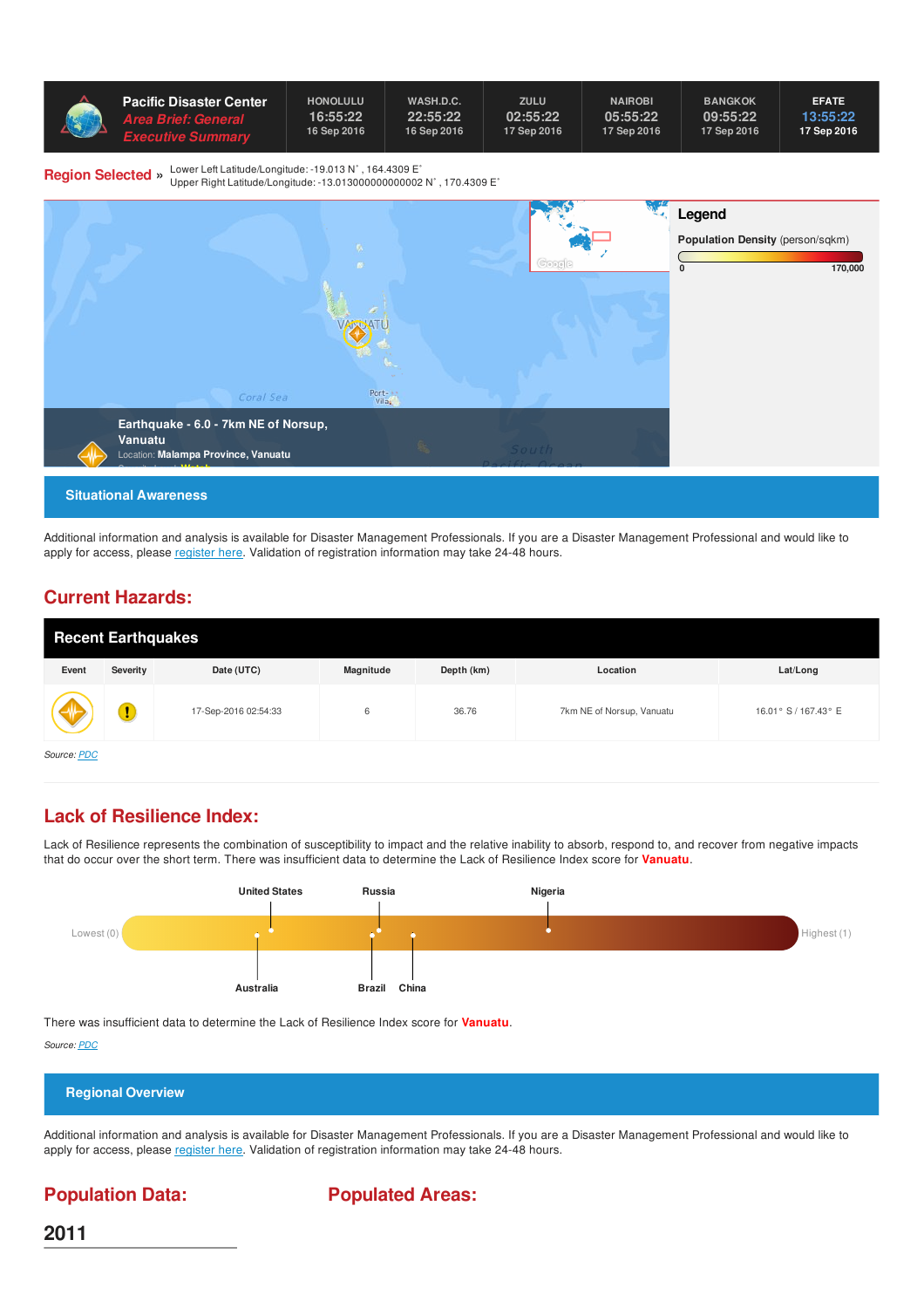# Pacific Disaster Center

***Area Brief: General Executive Summary***

| HONOLULU | WASH.D.C. | ZULU | NAIROBI | BANGKOK | EFATE |
|---|---|---|---|---|---|
| 16:55:22 | 22:55:22 | 02:55:22 | 05:55:22 | 09:55:22 | 13:55:22 |
| 16 Sep 2016 | 16 Sep 2016 | 17 Sep 2016 | 17 Sep 2016 | 17 Sep 2016 | 17 Sep 2016 |

**Region Selected »** Lower Left Latitude/Longitude: -19.013 N˚ , 164.4309 E˚
Upper Right Latitude/Longitude: -13.013000000000002 N˚ , 170.4309 E˚

**Legend**

**Population Density** (person/sqkm)

0 — 170,000

**Earthquake - 6.0 - 7km NE of Norsup, Vanuatu**

Location: **Malampa Province, Vanuatu**

## Situational Awareness

Additional information and analysis is available for Disaster Management Professionals. If you are a Disaster Management Professional and would like to apply for access, please register here. Validation of registration information may take 24-48 hours.

## Current Hazards:

### Recent Earthquakes

| Event | Severity | Date (UTC) | Magnitude | Depth (km) | Location | Lat/Long |
|---|---|---|---|---|---|---|
| | | 17-Sep-2016 02:54:33 | 6 | 36.76 | 7km NE of Norsup, Vanuatu | 16.01° S / 167.43° E |

*Source: PDC*

## Lack of Resilience Index:

Lack of Resilience represents the combination of susceptibility to impact and the relative inability to absorb, respond to, and recover from negative impacts that do occur over the short term. There was insufficient data to determine the Lack of Resilience Index score for **Vanuatu**.

Lowest (0) — United States, Australia, Russia, Brazil, China, Nigeria — Highest (1)

There was insufficient data to determine the Lack of Resilience Index score for **Vanuatu**.

*Source: PDC*

## Regional Overview

Additional information and analysis is available for Disaster Management Professionals. If you are a Disaster Management Professional and would like to apply for access, please register here. Validation of registration information may take 24-48 hours.

## Population Data:

### 2011

## Populated Areas: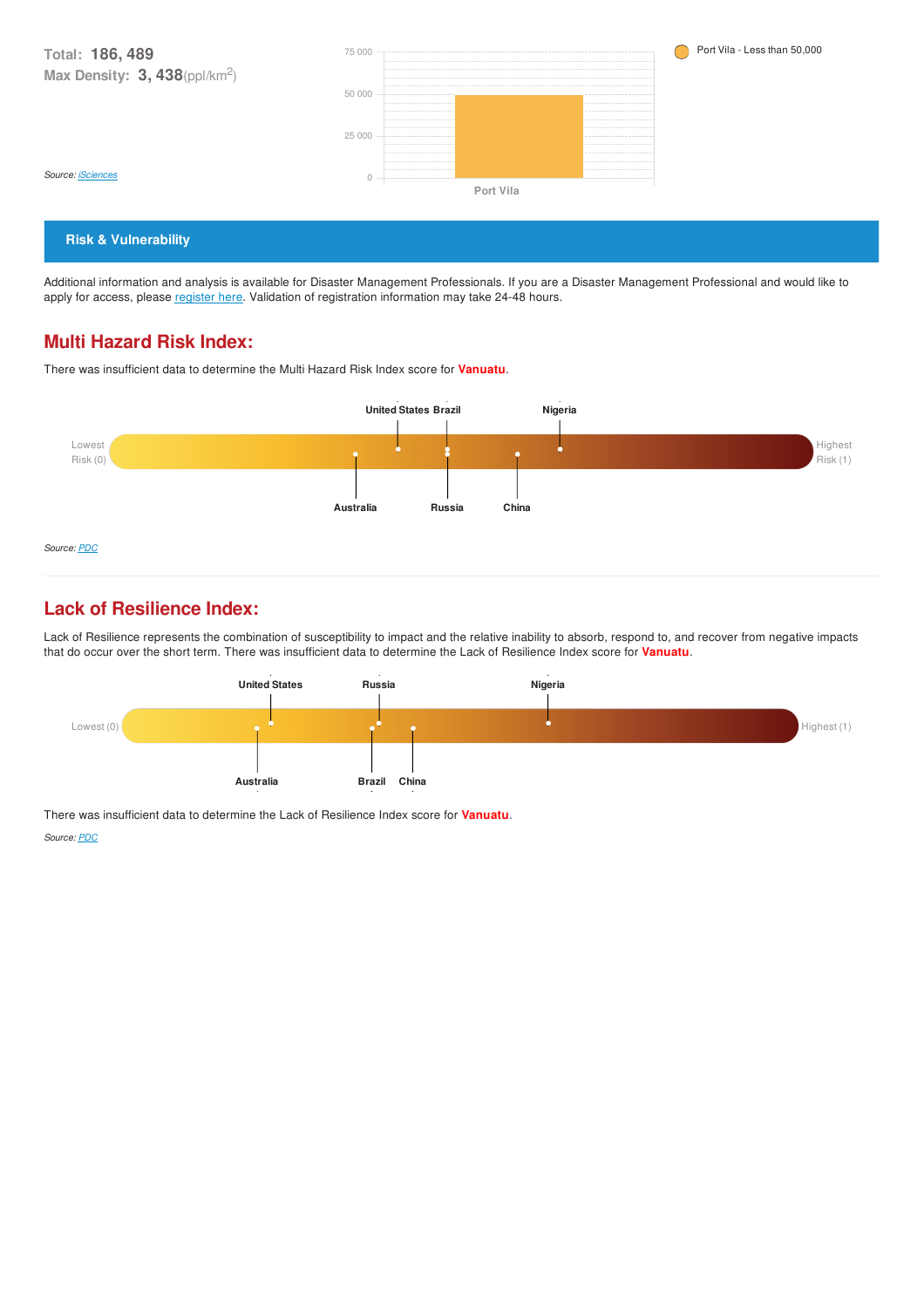**Total:** 186, 489
**Max Density:** 3, 438(ppl/km²)

*Source: iSciences*

Port Vila - Less than 50,000

## Risk & Vulnerability

Additional information and analysis is available for Disaster Management Professionals. If you are a Disaster Management Professional and would like to apply for access, please register here. Validation of registration information may take 24-48 hours.

## Multi Hazard Risk Index:

There was insufficient data to determine the Multi Hazard Risk Index score for **Vanuatu**.

Lowest Risk (0) — Australia, United States, Brazil, Russia, China, Nigeria — Highest Risk (1)

*Source: PDC*

## Lack of Resilience Index:

Lack of Resilience represents the combination of susceptibility to impact and the relative inability to absorb, respond to, and recover from negative impacts that do occur over the short term. There was insufficient data to determine the Lack of Resilience Index score for **Vanuatu**.

Lowest (0) — Australia, United States, Brazil, Russia, China, Nigeria — Highest (1)

There was insufficient data to determine the Lack of Resilience Index score for **Vanuatu**.

*Source: PDC*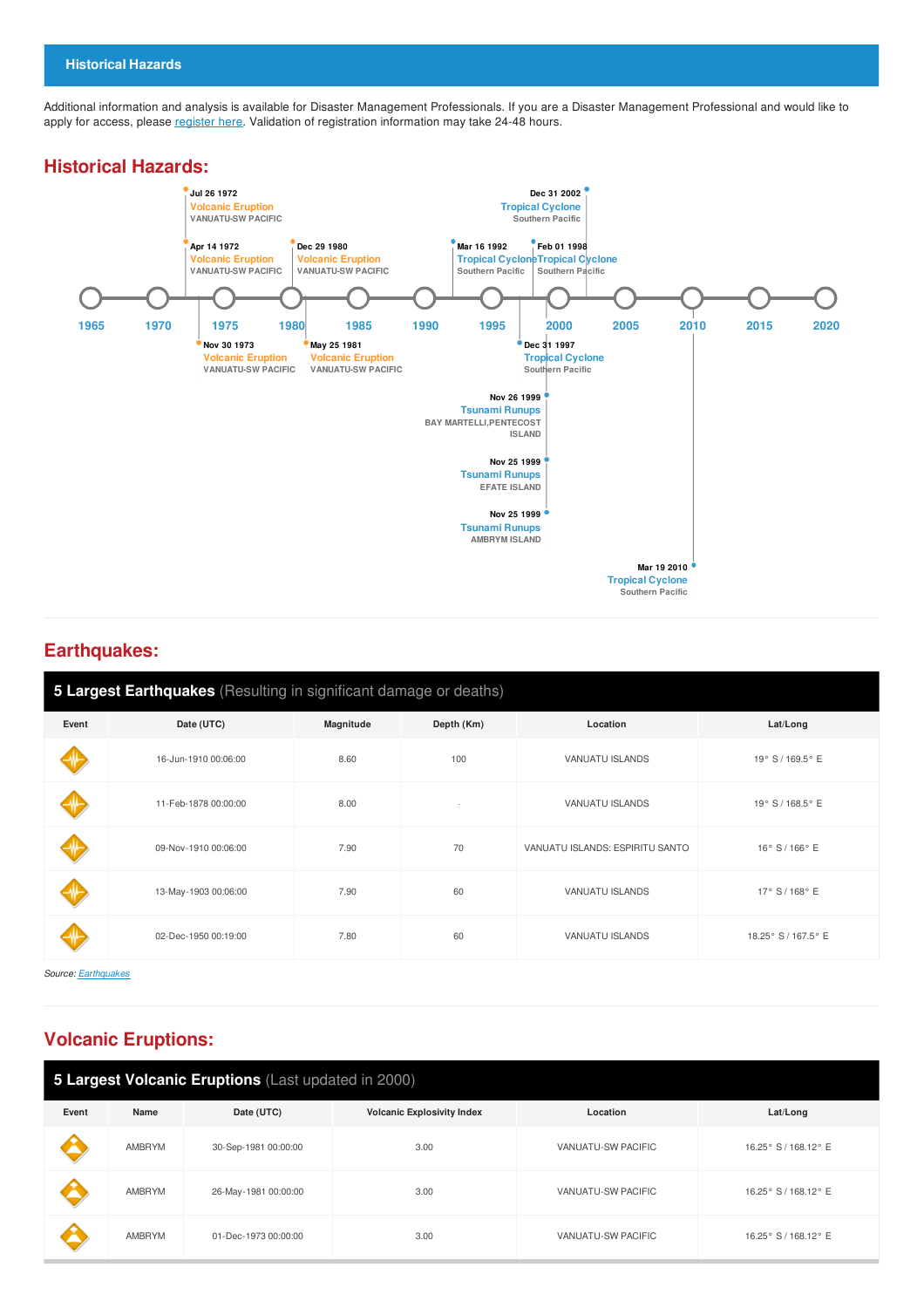## Historical Hazards

Additional information and analysis is available for Disaster Management Professionals. If you are a Disaster Management Professional and would like to apply for access, please register here. Validation of registration information may take 24-48 hours.

# Historical Hazards:

- Jul 26 1972 — Volcanic Eruption — VANUATU-SW PACIFIC
- Apr 14 1972 — Volcanic Eruption — VANUATU-SW PACIFIC
- Nov 30 1973 — Volcanic Eruption — VANUATU-SW PACIFIC
- Dec 29 1980 — Volcanic Eruption — VANUATU-SW PACIFIC
- May 25 1981 — Volcanic Eruption — VANUATU-SW PACIFIC
- Mar 16 1992 — Tropical Cyclone — Southern Pacific
- Dec 31 1997 — Tropical Cyclone — Southern Pacific
- Feb 01 1998 — Tropical Cyclone — Southern Pacific
- Nov 26 1999 — Tsunami Runups — BAY MARTELLI,PENTECOST ISLAND
- Nov 25 1999 — Tsunami Runups — EFATE ISLAND
- Nov 25 1999 — Tsunami Runups — AMBRYM ISLAND
- Dec 31 2002 — Tropical Cyclone — Southern Pacific
- Mar 19 2010 — Tropical Cyclone — Southern Pacific

1965 1970 1975 1980 1985 1990 1995 2000 2005 2010 2015 2020

# Earthquakes:

**5 Largest Earthquakes** (Resulting in significant damage or deaths)

| Event | Date (UTC) | Magnitude | Depth (Km) | Location | Lat/Long |
|---|---|---|---|---|---|
| | 16-Jun-1910 00:06:00 | 8.60 | 100 | VANUATU ISLANDS | 19° S / 169.5° E |
| | 11-Feb-1878 00:00:00 | 8.00 | - | VANUATU ISLANDS | 19° S / 168.5° E |
| | 09-Nov-1910 00:06:00 | 7.90 | 70 | VANUATU ISLANDS: ESPIRITU SANTO | 16° S / 166° E |
| | 13-May-1903 00:06:00 | 7.90 | 60 | VANUATU ISLANDS | 17° S / 168° E |
| | 02-Dec-1950 00:19:00 | 7.80 | 60 | VANUATU ISLANDS | 18.25° S / 167.5° E |

*Source: Earthquakes*

# Volcanic Eruptions:

**5 Largest Volcanic Eruptions** (Last updated in 2000)

| Event | Name | Date (UTC) | Volcanic Explosivity Index | Location | Lat/Long |
|---|---|---|---|---|---|
| | AMBRYM | 30-Sep-1981 00:00:00 | 3.00 | VANUATU-SW PACIFIC | 16.25° S / 168.12° E |
| | AMBRYM | 26-May-1981 00:00:00 | 3.00 | VANUATU-SW PACIFIC | 16.25° S / 168.12° E |
| | AMBRYM | 01-Dec-1973 00:00:00 | 3.00 | VANUATU-SW PACIFIC | 16.25° S / 168.12° E |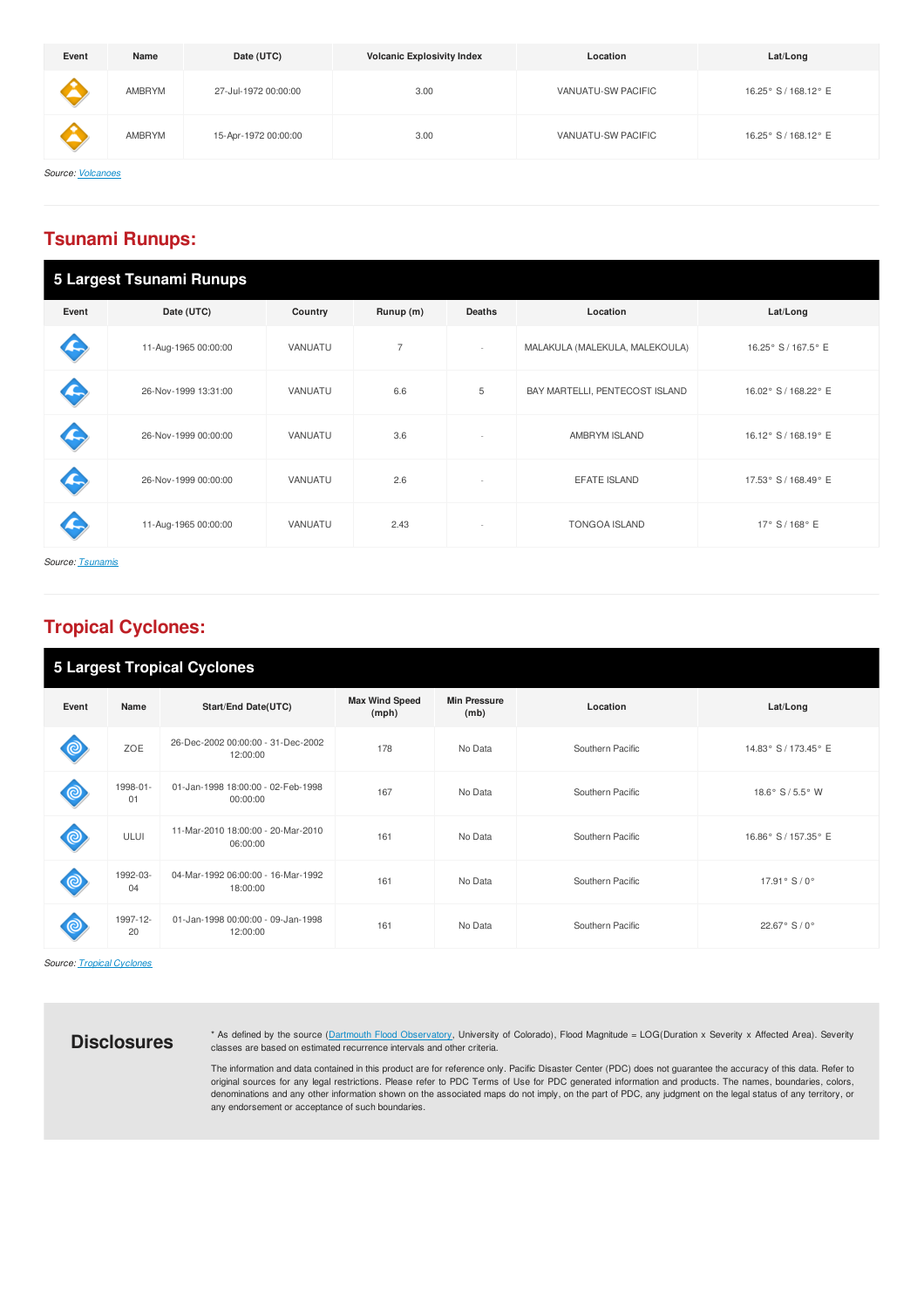| Event | Name | Date (UTC) | Volcanic Explosivity Index | Location | Lat/Long |
|---|---|---|---|---|---|
| | AMBRYM | 27-Jul-1972 00:00:00 | 3.00 | VANUATU-SW PACIFIC | 16.25° S / 168.12° E |
| | AMBRYM | 15-Apr-1972 00:00:00 | 3.00 | VANUATU-SW PACIFIC | 16.25° S / 168.12° E |

*Source: Volcanoes*

## Tsunami Runups:

### 5 Largest Tsunami Runups

| Event | Date (UTC) | Country | Runup (m) | Deaths | Location | Lat/Long |
|---|---|---|---|---|---|---|
| | 11-Aug-1965 00:00:00 | VANUATU | 7 | - | MALAKULA (MALEKULA, MALEKOULA) | 16.25° S / 167.5° E |
| | 26-Nov-1999 13:31:00 | VANUATU | 6.6 | 5 | BAY MARTELLI, PENTECOST ISLAND | 16.02° S / 168.22° E |
| | 26-Nov-1999 00:00:00 | VANUATU | 3.6 | - | AMBRYM ISLAND | 16.12° S / 168.19° E |
| | 26-Nov-1999 00:00:00 | VANUATU | 2.6 | - | EFATE ISLAND | 17.53° S / 168.49° E |
| | 11-Aug-1965 00:00:00 | VANUATU | 2.43 | - | TONGOA ISLAND | 17° S / 168° E |

*Source: Tsunamis*

## Tropical Cyclones:

### 5 Largest Tropical Cyclones

| Event | Name | Start/End Date(UTC) | Max Wind Speed (mph) | Min Pressure (mb) | Location | Lat/Long |
|---|---|---|---|---|---|---|
| | ZOE | 26-Dec-2002 00:00:00 - 31-Dec-2002 12:00:00 | 178 | No Data | Southern Pacific | 14.83° S / 173.45° E |
| | 1998-01-01 | 01-Jan-1998 18:00:00 - 02-Feb-1998 00:00:00 | 167 | No Data | Southern Pacific | 18.6° S / 5.5° W |
| | ULUI | 11-Mar-2010 18:00:00 - 20-Mar-2010 06:00:00 | 161 | No Data | Southern Pacific | 16.86° S / 157.35° E |
| | 1992-03-04 | 04-Mar-1992 06:00:00 - 16-Mar-1992 18:00:00 | 161 | No Data | Southern Pacific | 17.91° S / 0° |
| | 1997-12-20 | 01-Jan-1998 00:00:00 - 09-Jan-1998 12:00:00 | 161 | No Data | Southern Pacific | 22.67° S / 0° |

*Source: Tropical Cyclones*

## Disclosures

* As defined by the source (Dartmouth Flood Observatory, University of Colorado), Flood Magnitude = LOG(Duration x Severity x Affected Area). Severity classes are based on estimated recurrence intervals and other criteria.

The information and data contained in this product are for reference only. Pacific Disaster Center (PDC) does not guarantee the accuracy of this data. Refer to original sources for any legal restrictions. Please refer to PDC Terms of Use for PDC generated information and products. The names, boundaries, colors, denominations and any other information shown on the associated maps do not imply, on the part of PDC, any judgment on the legal status of any territory, or any endorsement or acceptance of such boundaries.